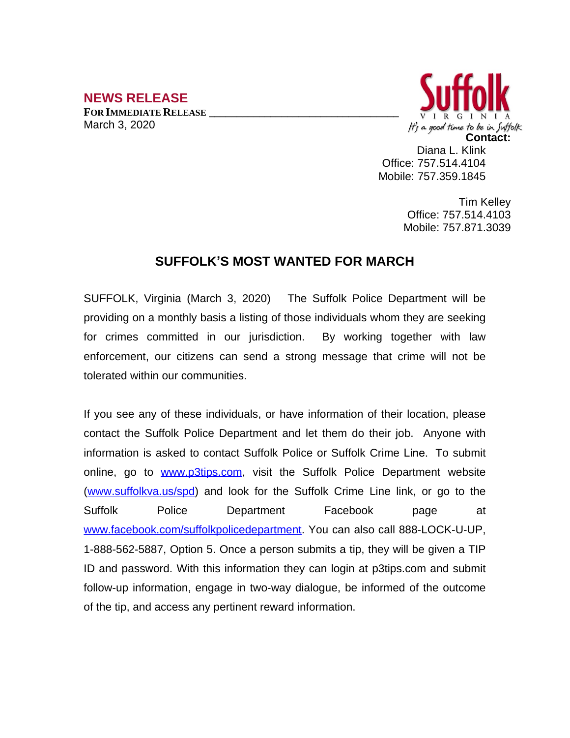## NEWS RELEASE

**FOR IMMEDIATE RELEASE**

March 3, 2020

Suffolk VIRGINIA
*It's a good time to be in Suffolk*

**Contact:**

Diana L. Klink
Office: 757.514.4104
Mobile: 757.359.1845

Tim Kelley
Office: 757.514.4103
Mobile: 757.871.3039

# SUFFOLK'S MOST WANTED FOR MARCH

SUFFOLK, Virginia (March 3, 2020) The Suffolk Police Department will be providing on a monthly basis a listing of those individuals whom they are seeking for crimes committed in our jurisdiction. By working together with law enforcement, our citizens can send a strong message that crime will not be tolerated within our communities.

If you see any of these individuals, or have information of their location, please contact the Suffolk Police Department and let them do their job. Anyone with information is asked to contact Suffolk Police or Suffolk Crime Line. To submit online, go to www.p3tips.com, visit the Suffolk Police Department website (www.suffolkva.us/spd) and look for the Suffolk Crime Line link, or go to the Suffolk Police Department Facebook page at www.facebook.com/suffolkpolicedepartment. You can also call 888-LOCK-U-UP, 1-888-562-5887, Option 5. Once a person submits a tip, they will be given a TIP ID and password. With this information they can login at p3tips.com and submit follow-up information, engage in two-way dialogue, be informed of the outcome of the tip, and access any pertinent reward information.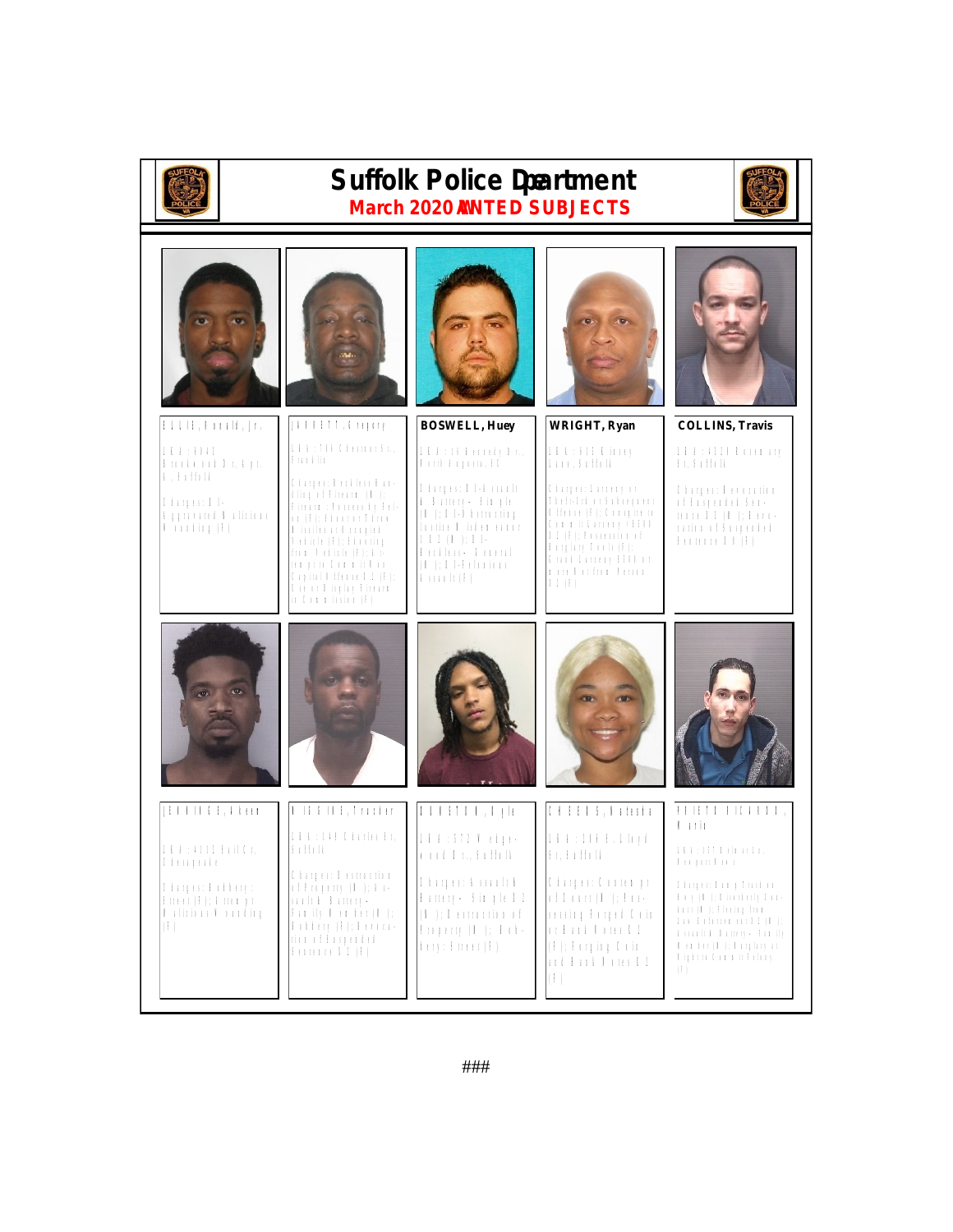# Suffolk Police Department

## March 2020 WANTED SUBJECTS

**BOSWELL, Huey**

**WRIGHT, Ryan**

**COLLINS, Travis**

###